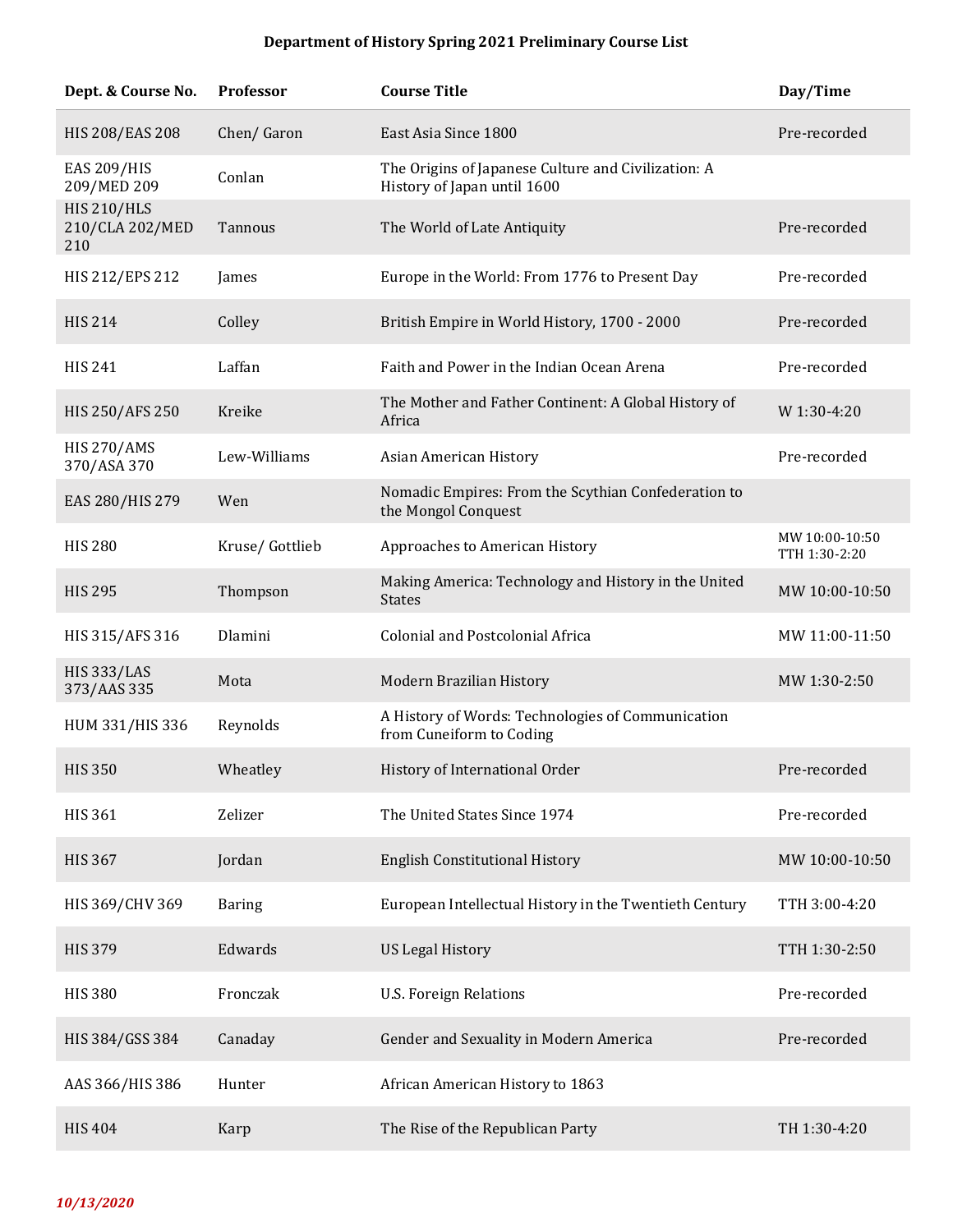### Department of History Spring 2021 Preliminary Course List

| Dept. & Course No. | Professor | Course Title | Day/Time |
|---|---|---|---|
| HIS 208/EAS 208 | Chen/ Garon | East Asia Since 1800 | Pre-recorded |
| EAS 209/HIS 209/MED 209 | Conlan | The Origins of Japanese Culture and Civilization: A History of Japan until 1600 | |
| HIS 210/HLS 210/CLA 202/MED 210 | Tannous | The World of Late Antiquity | Pre-recorded |
| HIS 212/EPS 212 | James | Europe in the World: From 1776 to Present Day | Pre-recorded |
| HIS 214 | Colley | British Empire in World History, 1700 - 2000 | Pre-recorded |
| HIS 241 | Laffan | Faith and Power in the Indian Ocean Arena | Pre-recorded |
| HIS 250/AFS 250 | Kreike | The Mother and Father Continent: A Global History of Africa | W 1:30-4:20 |
| HIS 270/AMS 370/ASA 370 | Lew-Williams | Asian American History | Pre-recorded |
| EAS 280/HIS 279 | Wen | Nomadic Empires: From the Scythian Confederation to the Mongol Conquest | |
| HIS 280 | Kruse/ Gottlieb | Approaches to American History | MW 10:00-10:50 TTH 1:30-2:20 |
| HIS 295 | Thompson | Making America: Technology and History in the United States | MW 10:00-10:50 |
| HIS 315/AFS 316 | Dlamini | Colonial and Postcolonial Africa | MW 11:00-11:50 |
| HIS 333/LAS 373/AAS 335 | Mota | Modern Brazilian History | MW 1:30-2:50 |
| HUM 331/HIS 336 | Reynolds | A History of Words: Technologies of Communication from Cuneiform to Coding | |
| HIS 350 | Wheatley | History of International Order | Pre-recorded |
| HIS 361 | Zelizer | The United States Since 1974 | Pre-recorded |
| HIS 367 | Jordan | English Constitutional History | MW 10:00-10:50 |
| HIS 369/CHV 369 | Baring | European Intellectual History in the Twentieth Century | TTH 3:00-4:20 |
| HIS 379 | Edwards | US Legal History | TTH 1:30-2:50 |
| HIS 380 | Fronczak | U.S. Foreign Relations | Pre-recorded |
| HIS 384/GSS 384 | Canaday | Gender and Sexuality in Modern America | Pre-recorded |
| AAS 366/HIS 386 | Hunter | African American History to 1863 | |
| HIS 404 | Karp | The Rise of the Republican Party | TH 1:30-4:20 |

*10/13/2020*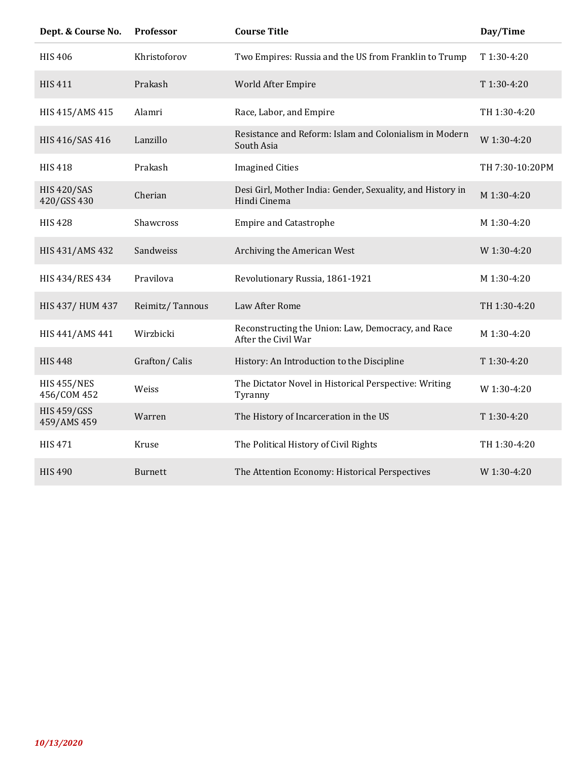| Dept. & Course No. | Professor | Course Title | Day/Time |
|---|---|---|---|
| HIS 406 | Khristoforov | Two Empires: Russia and the US from Franklin to Trump | T 1:30-4:20 |
| HIS 411 | Prakash | World After Empire | T 1:30-4:20 |
| HIS 415/AMS 415 | Alamri | Race, Labor, and Empire | TH 1:30-4:20 |
| HIS 416/SAS 416 | Lanzillo | Resistance and Reform: Islam and Colonialism in Modern South Asia | W 1:30-4:20 |
| HIS 418 | Prakash | Imagined Cities | TH 7:30-10:20PM |
| HIS 420/SAS 420/GSS 430 | Cherian | Desi Girl, Mother India: Gender, Sexuality, and History in Hindi Cinema | M 1:30-4:20 |
| HIS 428 | Shawcross | Empire and Catastrophe | M 1:30-4:20 |
| HIS 431/AMS 432 | Sandweiss | Archiving the American West | W 1:30-4:20 |
| HIS 434/RES 434 | Pravilova | Revolutionary Russia, 1861-1921 | M 1:30-4:20 |
| HIS 437/ HUM 437 | Reimitz/ Tannous | Law After Rome | TH 1:30-4:20 |
| HIS 441/AMS 441 | Wirzbicki | Reconstructing the Union: Law, Democracy, and Race After the Civil War | M 1:30-4:20 |
| HIS 448 | Grafton/ Calis | History: An Introduction to the Discipline | T 1:30-4:20 |
| HIS 455/NES 456/COM 452 | Weiss | The Dictator Novel in Historical Perspective: Writing Tyranny | W 1:30-4:20 |
| HIS 459/GSS 459/AMS 459 | Warren | The History of Incarceration in the US | T 1:30-4:20 |
| HIS 471 | Kruse | The Political History of Civil Rights | TH 1:30-4:20 |
| HIS 490 | Burnett | The Attention Economy: Historical Perspectives | W 1:30-4:20 |

*10/13/2020*